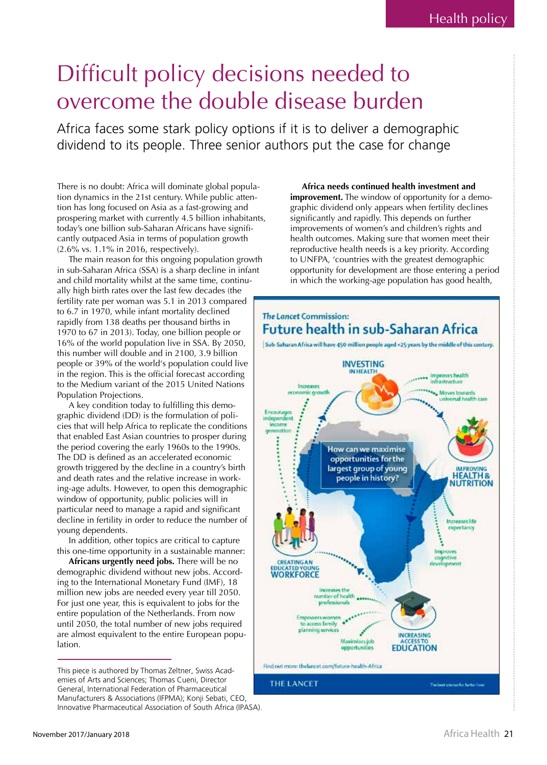# Difficult policy decisions needed to overcome the double disease burden

Africa faces some stark policy options if it is to deliver a demographic dividend to its people. Three senior authors put the case for change

There is no doubt: Africa will dominate global population dynamics in the 21st century. While public attention has long focused on Asia as a fast-growing and prospering market with currently 4.5 billion inhabitants, today's one billion sub-Saharan Africans have significantly outpaced Asia in terms of population growth (2.6% vs. 1.1% in 2016, respectively).

The main reason for this ongoing population growth in sub-Saharan Africa (SSA) is a sharp decline in infant and child mortality whilst at the same time, continually high birth rates over the last few decades (the fertility rate per woman was 5.1 in 2013 compared to 6.7 in 1970, while infant mortality declined rapidly from 138 deaths per thousand births in 1970 to 67 in 2013). Today, one billion people or 16% of the world population live in SSA. By 2050, this number will double and in 2100, 3.9 billion people or 39% of the world's population could live in the region. This is the official forecast according to the Medium variant of the 2015 United Nations Population Projections.

A key condition today to fulfilling this demographic dividend (DD) is the formulation of policies that will help Africa to replicate the conditions that enabled East Asian countries to prosper during the period covering the early 1960s to the 1990s. The DD is defined as an accelerated economic growth triggered by the decline in a country's birth and death rates and the relative increase in working-age adults. However, to open this demographic window of opportunity, public policies will in particular need to manage a rapid and significant decline in fertility in order to reduce the number of young dependents.

In addition, other topics are critical to capture this one-time opportunity in a sustainable manner:

**Africans urgently need jobs.** There will be no demographic dividend without new jobs. According to the International Monetary Fund (IMF), 18 million new jobs are needed every year till 2050. For just one year, this is equivalent to jobs for the entire population of the Netherlands. From now until 2050, the total number of new jobs required are almost equivalent to the entire European population.

**Africa needs continued health investment and improvement.** The window of opportunity for a demographic dividend only appears when fertility declines significantly and rapidly. This depends on further improvements of women's and children's rights and health outcomes. Making sure that women meet their reproductive health needs is a key priority. According to UNFPA, 'countries with the greatest demographic opportunity for development are those entering a period in which the working-age population has good health,

*The Lancet* Commission:
**Future health in sub-Saharan Africa**

Sub-Saharan Africa will have 450 million people aged <25 years by the middle of this century.

How can we maximise opportunities for the largest group of young people in history?

INVESTING IN HEALTH — Improves health infrastructure; Moves towards universal health care

IMPROVING HEALTH & NUTRITION — Increases life expectancy; Improves cognitive development

INCREASING ACCESS TO EDUCATION — Maximises job opportunities; Empowers women to access family planning services; Increases the number of health professionals

CREATING AN EDUCATED YOUNG WORKFORCE — Encourages independent income generation; Increases economic growth

Find out more: thelancet.com/future-health-Africa

THE LANCET — The best science for better lives

---

This piece is authored by Thomas Zeltner, Swiss Academies of Arts and Sciences; Thomas Cueni, Director General, International Federation of Pharmaceutical Manufacturers & Associations (IFPMA); Konji Sebati, CEO, Innovative Pharmaceutical Association of South Africa (IPASA).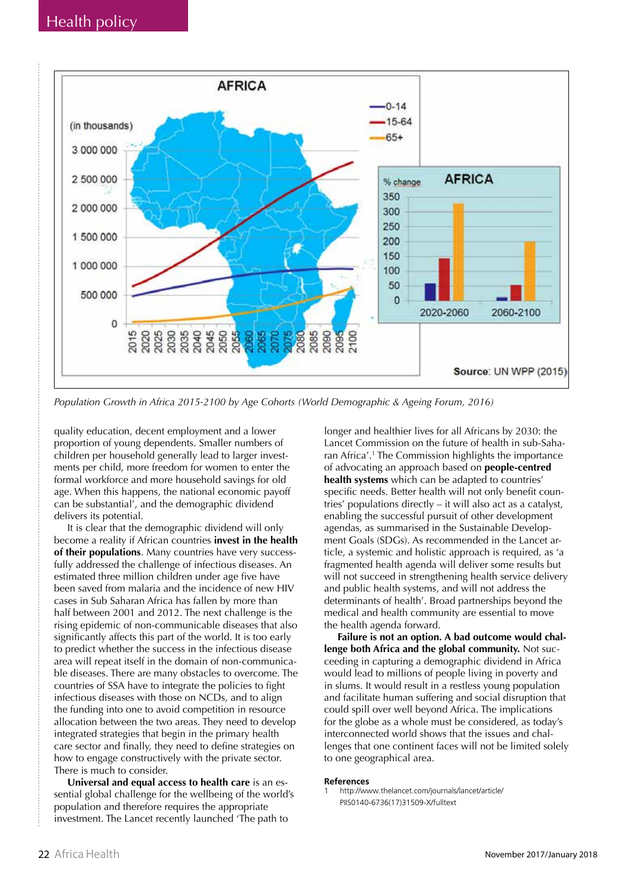AFRICA

(in thousands)

3 000 000
2 500 000
2 000 000
1 500 000
1 000 000
500 000
0

2015 2020 2025 2030 2035 2040 2045 2050 2055 2060 2065 2070 2075 2080 2085 2090 2095 2100

0-14
15-64
65+

% change

AFRICA

350
300
250
200
150
100
50
0

2020-2060
2060-2100

**Source**: UN WPP (2015)

*Population Growth in Africa 2015-2100 by Age Cohorts (World Demographic & Ageing Forum, 2016)*

quality education, decent employment and a lower proportion of young dependents. Smaller numbers of children per household generally lead to larger investments per child, more freedom for women to enter the formal workforce and more household savings for old age. When this happens, the national economic payoff can be substantial', and the demographic dividend delivers its potential.

It is clear that the demographic dividend will only become a reality if African countries **invest in the health of their populations**. Many countries have very successfully addressed the challenge of infectious diseases. An estimated three million children under age five have been saved from malaria and the incidence of new HIV cases in Sub Saharan Africa has fallen by more than half between 2001 and 2012. The next challenge is the rising epidemic of non-communicable diseases that also significantly affects this part of the world. It is too early to predict whether the success in the infectious disease area will repeat itself in the domain of non-communicable diseases. There are many obstacles to overcome. The countries of SSA have to integrate the policies to fight infectious diseases with those on NCDs, and to align the funding into one to avoid competition in resource allocation between the two areas. They need to develop integrated strategies that begin in the primary health care sector and finally, they need to define strategies on how to engage constructively with the private sector. There is much to consider.

**Universal and equal access to health care** is an essential global challenge for the wellbeing of the world's population and therefore requires the appropriate investment. The Lancet recently launched 'The path to longer and healthier lives for all Africans by 2030: the Lancet Commission on the future of health in sub-Saharan Africa'.[1] The Commission highlights the importance of advocating an approach based on **people-centred health systems** which can be adapted to countries' specific needs. Better health will not only benefit countries' populations directly – it will also act as a catalyst, enabling the successful pursuit of other development agendas, as summarised in the Sustainable Development Goals (SDGs). As recommended in the Lancet article, 'a systemic and holistic approach is required, as 'a fragmented health agenda will deliver some results but will not succeed in strengthening health service delivery and public health systems, and will not address the determinants of health'. Broad partnerships beyond the medical and health community are essential to move the health agenda forward.

**Failure is not an option. A bad outcome would challenge both Africa and the global community.** Not succeeding in capturing a demographic dividend in Africa would lead to millions of people living in poverty and in slums. It would result in a restless young population and facilitate human suffering and social disruption that could spill over well beyond Africa. The implications for the globe as a whole must be considered, as today's interconnected world shows that the issues and challenges that one continent faces will not be limited solely to one geographical area.

**References**

1 http://www.thelancet.com/journals/lancet/article/PIIS0140-6736(17)31509-X/fulltext